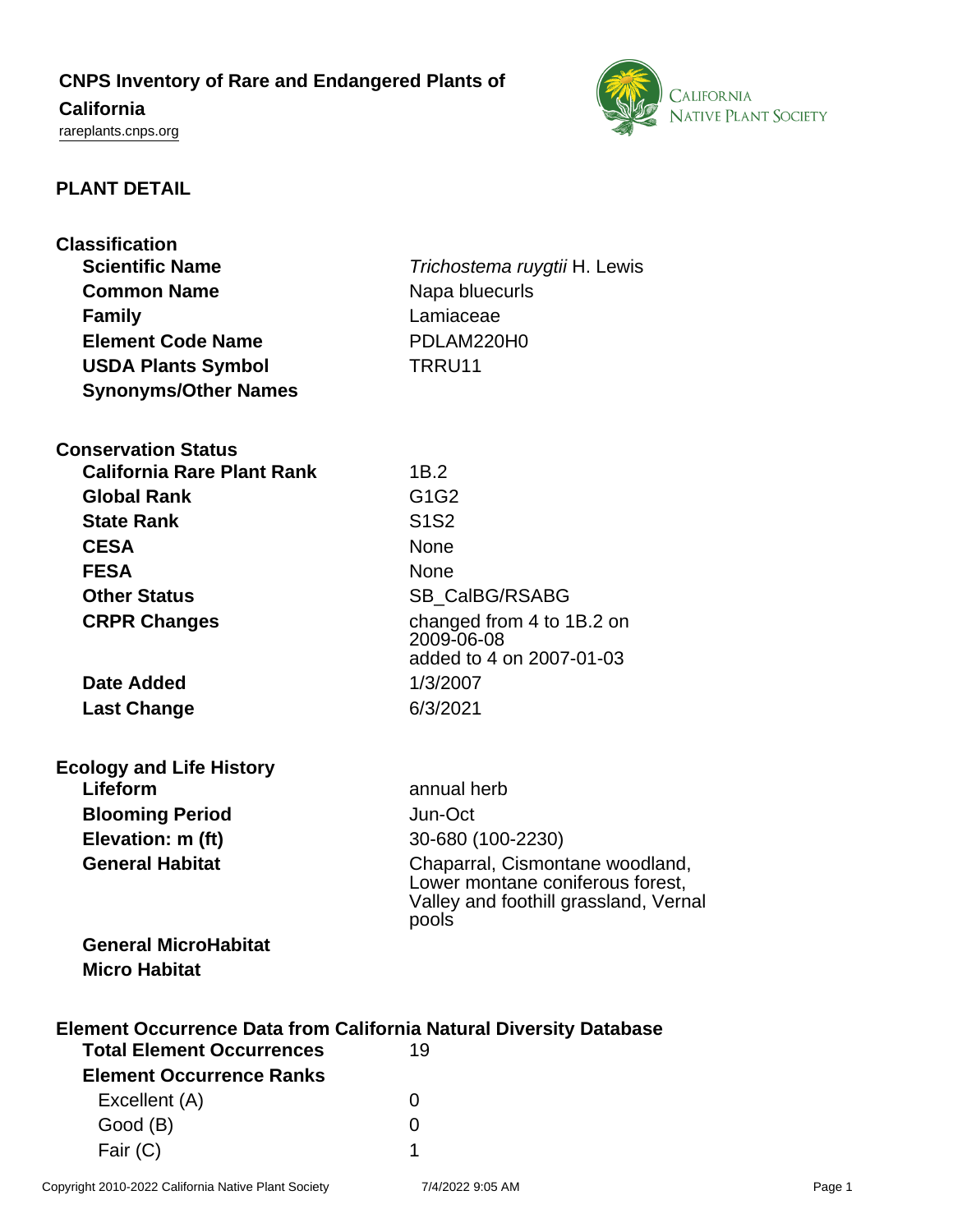# CNPS Inventory of Rare and Endangered Plants of California

rareplants.cnps.org

## PLANT DETAIL

### Classification

| | |
|---|---|
| **Scientific Name** | *Trichostema ruygtii* H. Lewis |
| **Common Name** | Napa bluecurls |
| **Family** | Lamiaceae |
| **Element Code Name** | PDLAM220H0 |
| **USDA Plants Symbol** | TRRU11 |
| **Synonyms/Other Names** | |

### Conservation Status

| | |
|---|---|
| **California Rare Plant Rank** | 1B.2 |
| **Global Rank** | G1G2 |
| **State Rank** | S1S2 |
| **CESA** | None |
| **FESA** | None |
| **Other Status** | SB_CalBG/RSABG |
| **CRPR Changes** | changed from 4 to 1B.2 on 2009-06-08<br>added to 4 on 2007-01-03 |
| **Date Added** | 1/3/2007 |
| **Last Change** | 6/3/2021 |

### Ecology and Life History

| | |
|---|---|
| **Lifeform** | annual herb |
| **Blooming Period** | Jun-Oct |
| **Elevation: m (ft)** | 30-680 (100-2230) |
| **General Habitat** | Chaparral, Cismontane woodland, Lower montane coniferous forest, Valley and foothill grassland, Vernal pools |
| **General MicroHabitat** | |
| **Micro Habitat** | |

### Element Occurrence Data from California Natural Diversity Database

| | |
|---|---|
| **Total Element Occurrences** | 19 |
| **Element Occurrence Ranks** | |
| Excellent (A) | 0 |
| Good (B) | 0 |
| Fair (C) | 1 |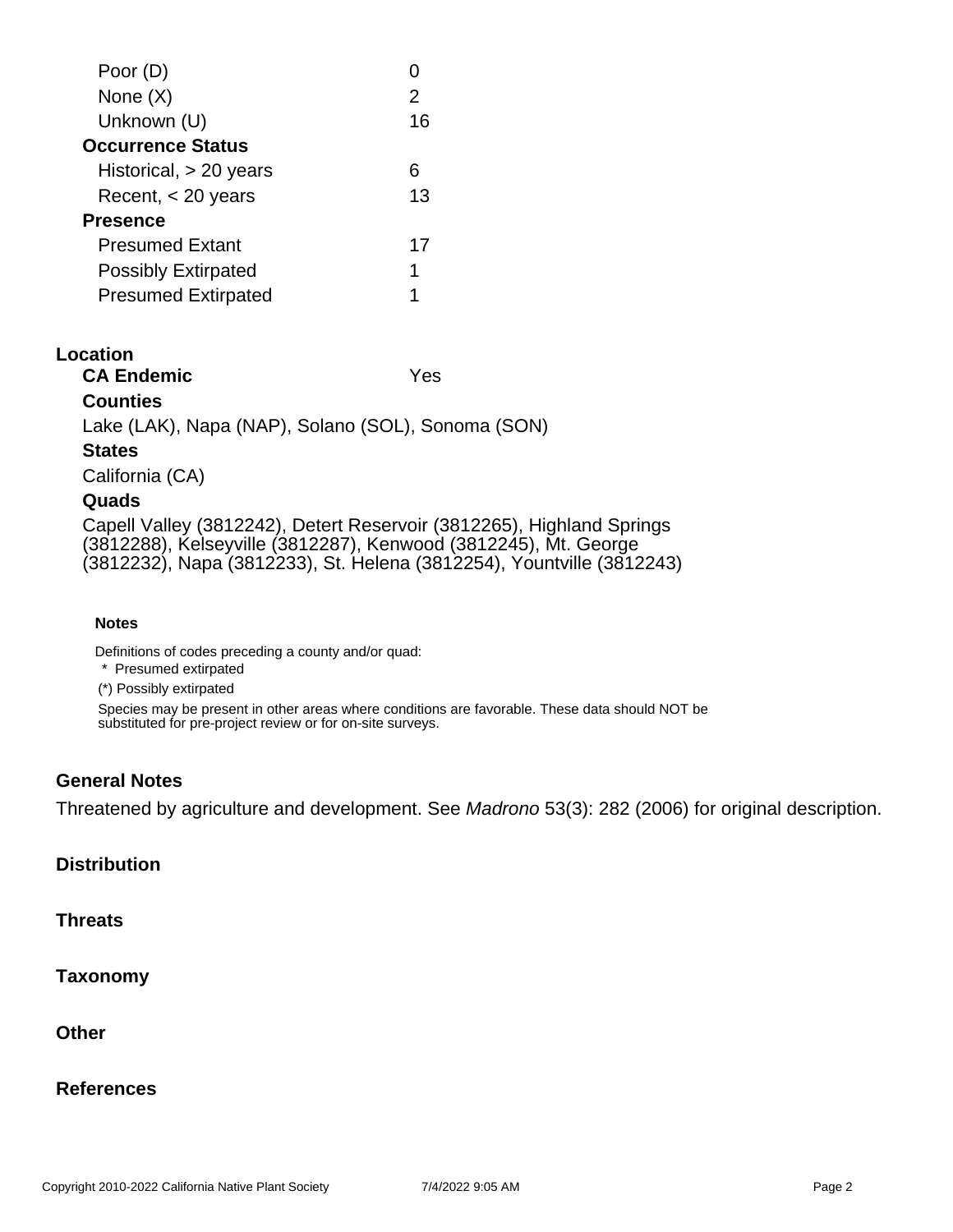| | |
|---|---|
| Poor (D) | 0 |
| None (X) | 2 |
| Unknown (U) | 16 |
| **Occurrence Status** | |
| Historical, > 20 years | 6 |
| Recent, < 20 years | 13 |
| **Presence** | |
| Presumed Extant | 17 |
| Possibly Extirpated | 1 |
| Presumed Extirpated | 1 |

## Location

**CA Endemic** Yes

### Counties

Lake (LAK), Napa (NAP), Solano (SOL), Sonoma (SON)

### States

California (CA)

### Quads

Capell Valley (3812242), Detert Reservoir (3812265), Highland Springs (3812288), Kelseyville (3812287), Kenwood (3812245), Mt. George (3812232), Napa (3812233), St. Helena (3812254), Yountville (3812243)

**Notes**

Definitions of codes preceding a county and/or quad:

\* Presumed extirpated

(*) Possibly extirpated

Species may be present in other areas where conditions are favorable. These data should NOT be substituted for pre-project review or for on-site surveys.

## General Notes

Threatened by agriculture and development. See *Madrono* 53(3): 282 (2006) for original description.

## Distribution

## Threats

## Taxonomy

## Other

## References